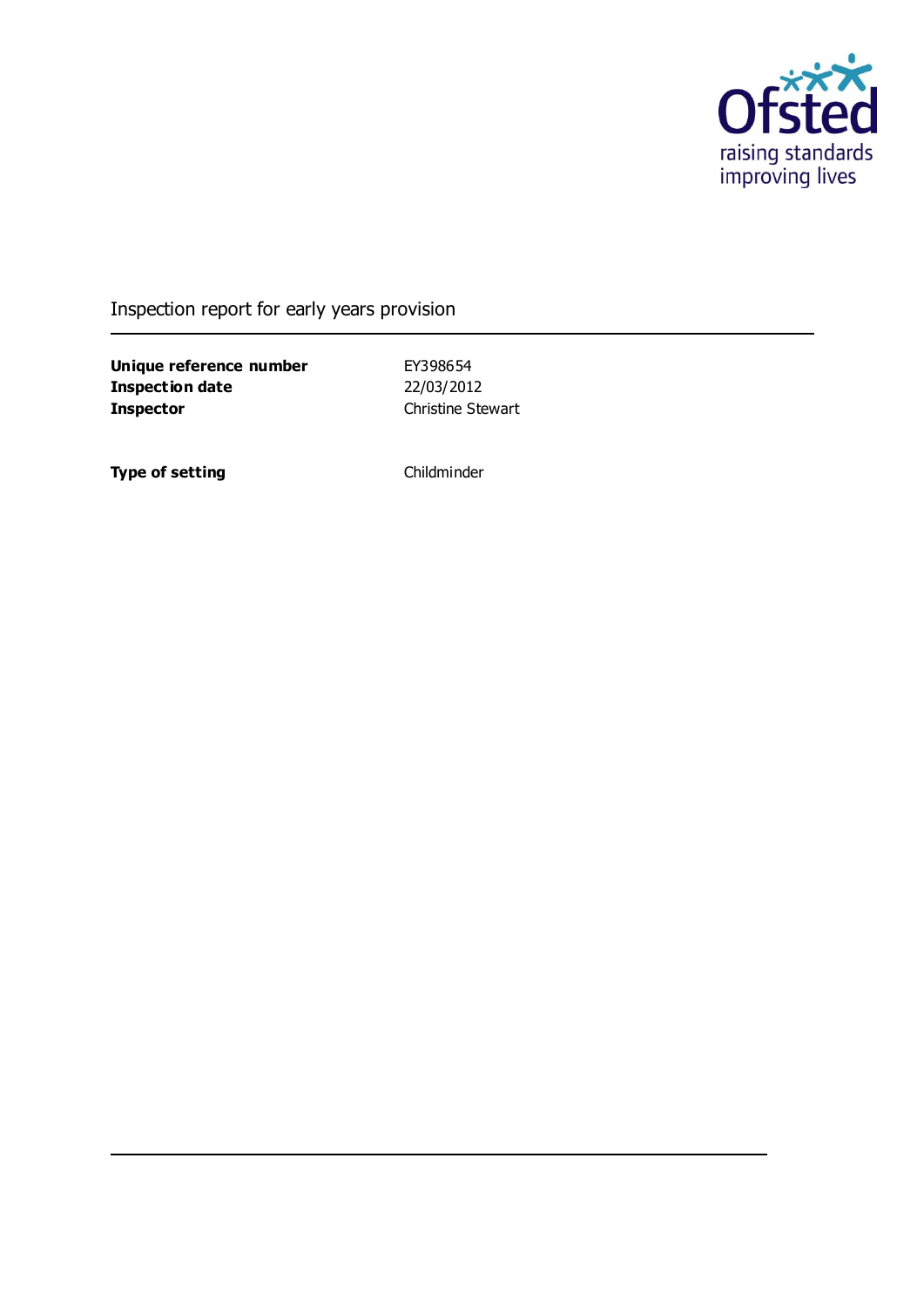Inspection report for early years provision

| | |
|---|---|
| **Unique reference number** | EY398654 |
| **Inspection date** | 22/03/2012 |
| **Inspector** | Christine Stewart |

| | |
|---|---|
| **Type of setting** | Childminder |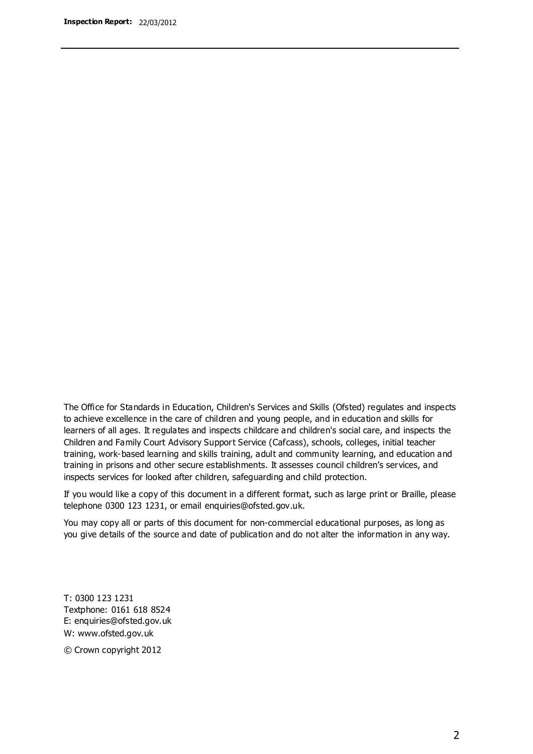The Office for Standards in Education, Children's Services and Skills (Ofsted) regulates and inspects to achieve excellence in the care of children and young people, and in education and skills for learners of all ages. It regulates and inspects childcare and children's social care, and inspects the Children and Family Court Advisory Support Service (Cafcass), schools, colleges, initial teacher training, work-based learning and skills training, adult and community learning, and education and training in prisons and other secure establishments. It assesses council children's services, and inspects services for looked after children, safeguarding and child protection.

If you would like a copy of this document in a different format, such as large print or Braille, please telephone 0300 123 1231, or email enquiries@ofsted.gov.uk.

You may copy all or parts of this document for non-commercial educational purposes, as long as you give details of the source and date of publication and do not alter the information in any way.

T: 0300 123 1231
Textphone: 0161 618 8524
E: enquiries@ofsted.gov.uk
W: www.ofsted.gov.uk

© Crown copyright 2012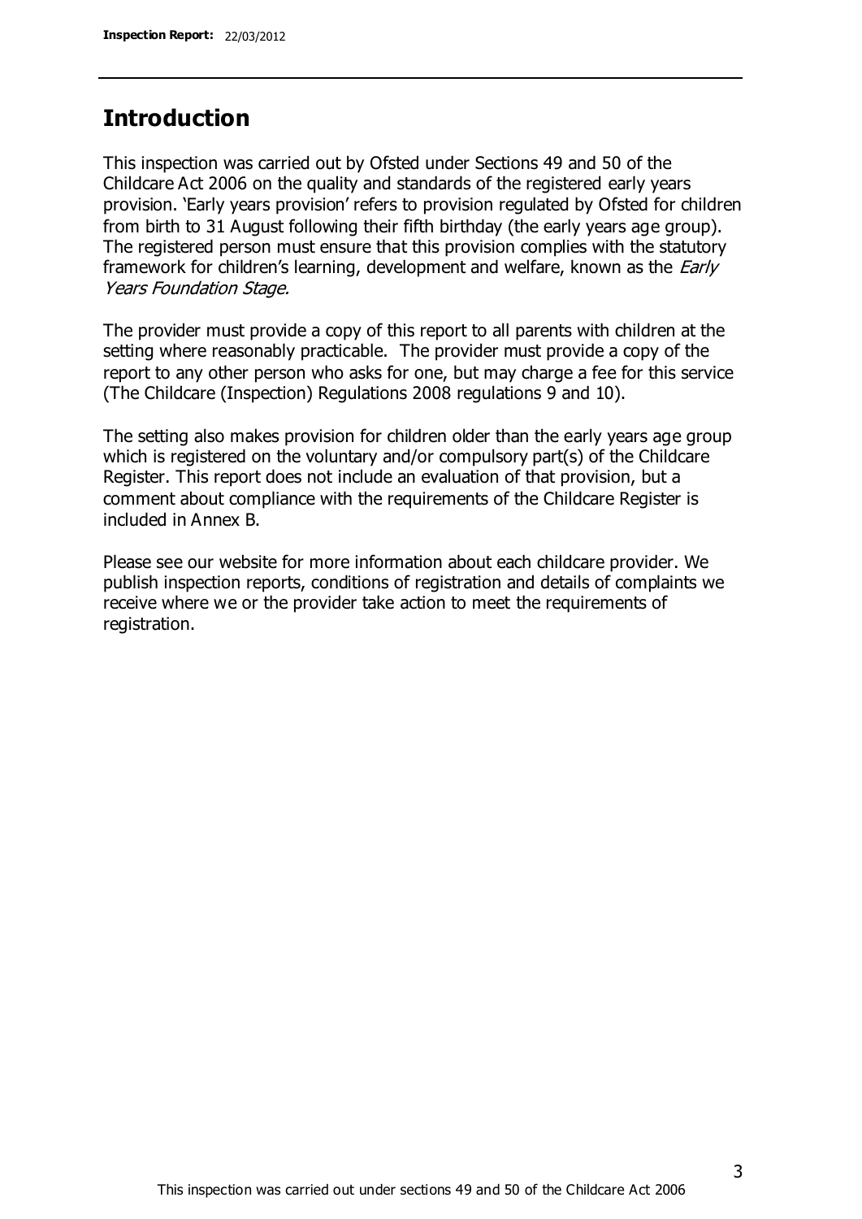## Introduction

This inspection was carried out by Ofsted under Sections 49 and 50 of the Childcare Act 2006 on the quality and standards of the registered early years provision. 'Early years provision' refers to provision regulated by Ofsted for children from birth to 31 August following their fifth birthday (the early years age group). The registered person must ensure that this provision complies with the statutory framework for children's learning, development and welfare, known as the *Early Years Foundation Stage.*

The provider must provide a copy of this report to all parents with children at the setting where reasonably practicable. The provider must provide a copy of the report to any other person who asks for one, but may charge a fee for this service (The Childcare (Inspection) Regulations 2008 regulations 9 and 10).

The setting also makes provision for children older than the early years age group which is registered on the voluntary and/or compulsory part(s) of the Childcare Register. This report does not include an evaluation of that provision, but a comment about compliance with the requirements of the Childcare Register is included in Annex B.

Please see our website for more information about each childcare provider. We publish inspection reports, conditions of registration and details of complaints we receive where we or the provider take action to meet the requirements of registration.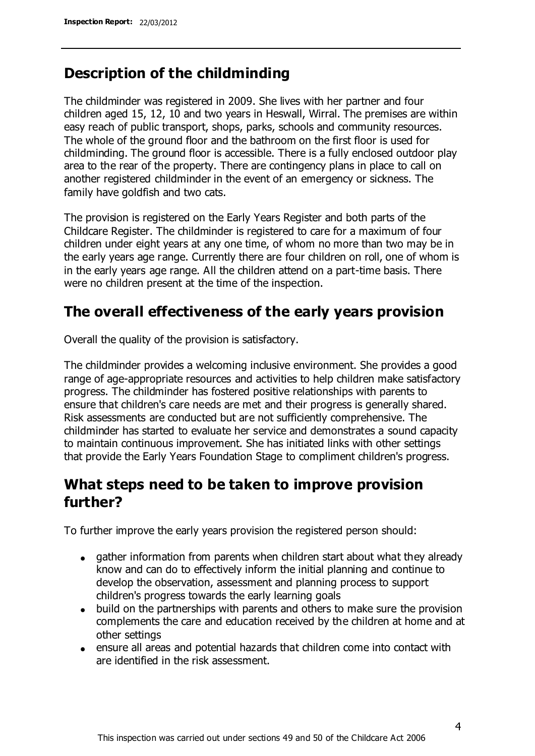## Description of the childminding

The childminder was registered in 2009. She lives with her partner and four children aged 15, 12, 10 and two years in Heswall, Wirral. The premises are within easy reach of public transport, shops, parks, schools and community resources. The whole of the ground floor and the bathroom on the first floor is used for childminding. The ground floor is accessible. There is a fully enclosed outdoor play area to the rear of the property. There are contingency plans in place to call on another registered childminder in the event of an emergency or sickness. The family have goldfish and two cats.

The provision is registered on the Early Years Register and both parts of the Childcare Register. The childminder is registered to care for a maximum of four children under eight years at any one time, of whom no more than two may be in the early years age range. Currently there are four children on roll, one of whom is in the early years age range. All the children attend on a part-time basis. There were no children present at the time of the inspection.

## The overall effectiveness of the early years provision

Overall the quality of the provision is satisfactory.

The childminder provides a welcoming inclusive environment. She provides a good range of age-appropriate resources and activities to help children make satisfactory progress. The childminder has fostered positive relationships with parents to ensure that children's care needs are met and their progress is generally shared. Risk assessments are conducted but are not sufficiently comprehensive. The childminder has started to evaluate her service and demonstrates a sound capacity to maintain continuous improvement. She has initiated links with other settings that provide the Early Years Foundation Stage to compliment children's progress.

## What steps need to be taken to improve provision further?

To further improve the early years provision the registered person should:

- gather information from parents when children start about what they already know and can do to effectively inform the initial planning and continue to develop the observation, assessment and planning process to support children's progress towards the early learning goals
- build on the partnerships with parents and others to make sure the provision complements the care and education received by the children at home and at other settings
- ensure all areas and potential hazards that children come into contact with are identified in the risk assessment.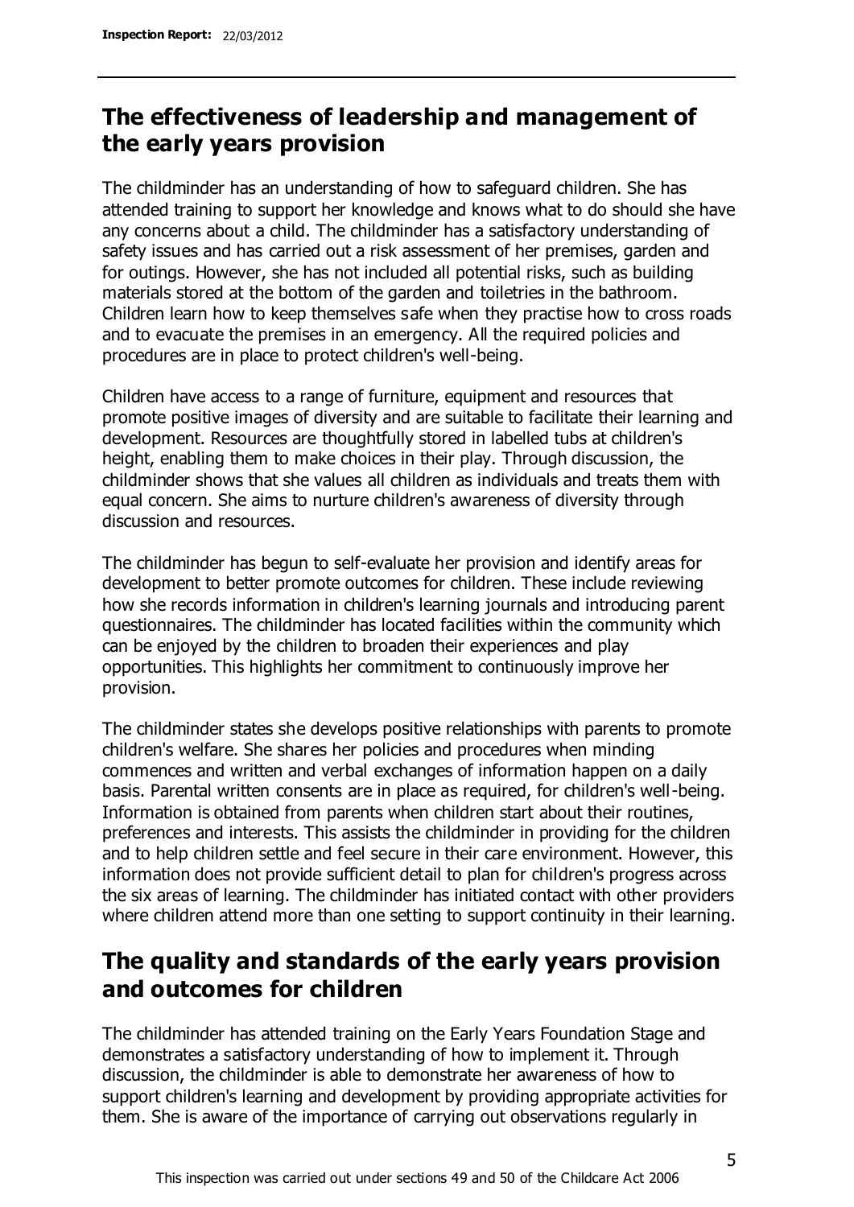## The effectiveness of leadership and management of the early years provision

The childminder has an understanding of how to safeguard children. She has attended training to support her knowledge and knows what to do should she have any concerns about a child. The childminder has a satisfactory understanding of safety issues and has carried out a risk assessment of her premises, garden and for outings. However, she has not included all potential risks, such as building materials stored at the bottom of the garden and toiletries in the bathroom. Children learn how to keep themselves safe when they practise how to cross roads and to evacuate the premises in an emergency. All the required policies and procedures are in place to protect children's well-being.

Children have access to a range of furniture, equipment and resources that promote positive images of diversity and are suitable to facilitate their learning and development. Resources are thoughtfully stored in labelled tubs at children's height, enabling them to make choices in their play. Through discussion, the childminder shows that she values all children as individuals and treats them with equal concern. She aims to nurture children's awareness of diversity through discussion and resources.

The childminder has begun to self-evaluate her provision and identify areas for development to better promote outcomes for children. These include reviewing how she records information in children's learning journals and introducing parent questionnaires. The childminder has located facilities within the community which can be enjoyed by the children to broaden their experiences and play opportunities. This highlights her commitment to continuously improve her provision.

The childminder states she develops positive relationships with parents to promote children's welfare. She shares her policies and procedures when minding commences and written and verbal exchanges of information happen on a daily basis. Parental written consents are in place as required, for children's well-being. Information is obtained from parents when children start about their routines, preferences and interests. This assists the childminder in providing for the children and to help children settle and feel secure in their care environment. However, this information does not provide sufficient detail to plan for children's progress across the six areas of learning. The childminder has initiated contact with other providers where children attend more than one setting to support continuity in their learning.

## The quality and standards of the early years provision and outcomes for children

The childminder has attended training on the Early Years Foundation Stage and demonstrates a satisfactory understanding of how to implement it. Through discussion, the childminder is able to demonstrate her awareness of how to support children's learning and development by providing appropriate activities for them. She is aware of the importance of carrying out observations regularly in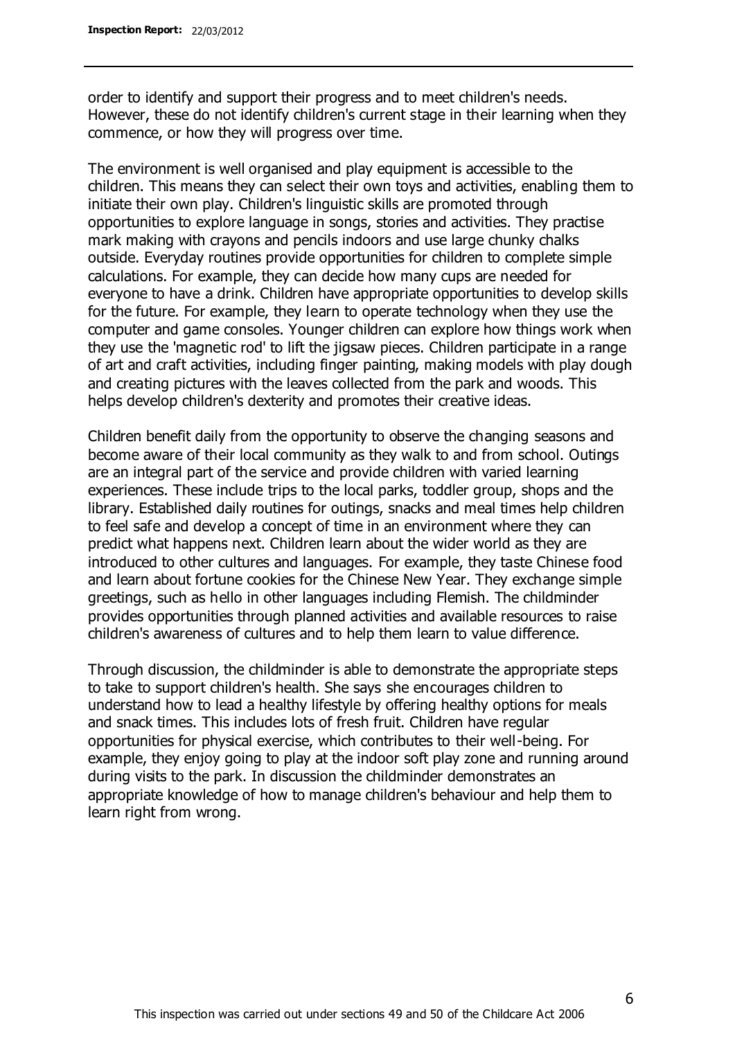order to identify and support their progress and to meet children's needs. However, these do not identify children's current stage in their learning when they commence, or how they will progress over time.

The environment is well organised and play equipment is accessible to the children. This means they can select their own toys and activities, enabling them to initiate their own play. Children's linguistic skills are promoted through opportunities to explore language in songs, stories and activities. They practise mark making with crayons and pencils indoors and use large chunky chalks outside. Everyday routines provide opportunities for children to complete simple calculations. For example, they can decide how many cups are needed for everyone to have a drink. Children have appropriate opportunities to develop skills for the future. For example, they learn to operate technology when they use the computer and game consoles. Younger children can explore how things work when they use the 'magnetic rod' to lift the jigsaw pieces. Children participate in a range of art and craft activities, including finger painting, making models with play dough and creating pictures with the leaves collected from the park and woods. This helps develop children's dexterity and promotes their creative ideas.

Children benefit daily from the opportunity to observe the changing seasons and become aware of their local community as they walk to and from school. Outings are an integral part of the service and provide children with varied learning experiences. These include trips to the local parks, toddler group, shops and the library. Established daily routines for outings, snacks and meal times help children to feel safe and develop a concept of time in an environment where they can predict what happens next. Children learn about the wider world as they are introduced to other cultures and languages. For example, they taste Chinese food and learn about fortune cookies for the Chinese New Year. They exchange simple greetings, such as hello in other languages including Flemish. The childminder provides opportunities through planned activities and available resources to raise children's awareness of cultures and to help them learn to value difference.

Through discussion, the childminder is able to demonstrate the appropriate steps to take to support children's health. She says she encourages children to understand how to lead a healthy lifestyle by offering healthy options for meals and snack times. This includes lots of fresh fruit. Children have regular opportunities for physical exercise, which contributes to their well-being. For example, they enjoy going to play at the indoor soft play zone and running around during visits to the park. In discussion the childminder demonstrates an appropriate knowledge of how to manage children's behaviour and help them to learn right from wrong.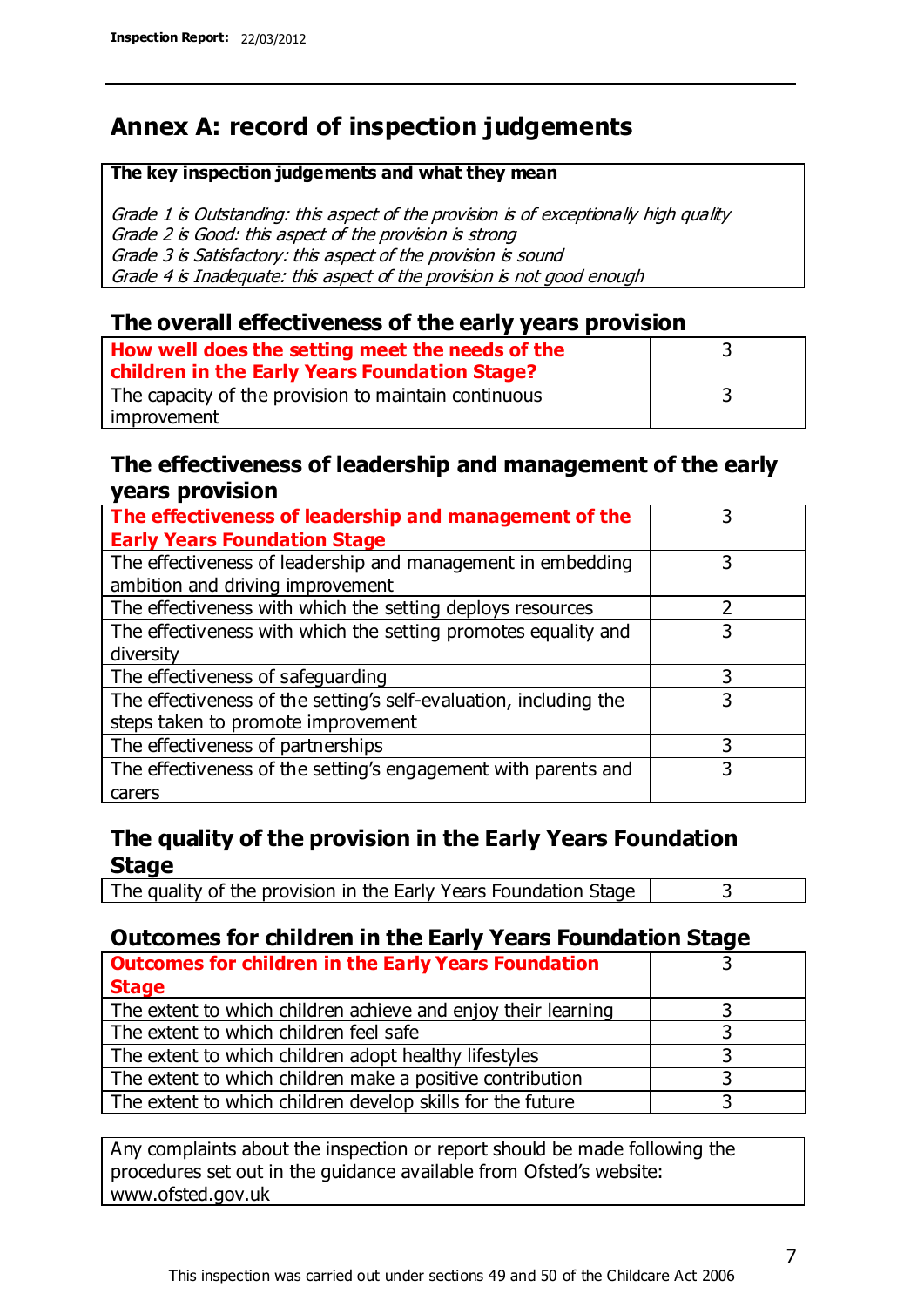# Annex A: record of inspection judgements

**The key inspection judgements and what they mean**

*Grade 1 is Outstanding: this aspect of the provision is of exceptionally high quality*
*Grade 2 is Good: this aspect of the provision is strong*
*Grade 3 is Satisfactory: this aspect of the provision is sound*
*Grade 4 is Inadequate: this aspect of the provision is not good enough*

## The overall effectiveness of the early years provision

| | |
|---|---|
| **How well does the setting meet the needs of the children in the Early Years Foundation Stage?** | 3 |
| The capacity of the provision to maintain continuous improvement | 3 |

## The effectiveness of leadership and management of the early years provision

| | |
|---|---|
| **The effectiveness of leadership and management of the Early Years Foundation Stage** | 3 |
| The effectiveness of leadership and management in embedding ambition and driving improvement | 3 |
| The effectiveness with which the setting deploys resources | 2 |
| The effectiveness with which the setting promotes equality and diversity | 3 |
| The effectiveness of safeguarding | 3 |
| The effectiveness of the setting's self-evaluation, including the steps taken to promote improvement | 3 |
| The effectiveness of partnerships | 3 |
| The effectiveness of the setting's engagement with parents and carers | 3 |

## The quality of the provision in the Early Years Foundation Stage

| | |
|---|---|
| The quality of the provision in the Early Years Foundation Stage | 3 |

## Outcomes for children in the Early Years Foundation Stage

| | |
|---|---|
| **Outcomes for children in the Early Years Foundation Stage** | 3 |
| The extent to which children achieve and enjoy their learning | 3 |
| The extent to which children feel safe | 3 |
| The extent to which children adopt healthy lifestyles | 3 |
| The extent to which children make a positive contribution | 3 |
| The extent to which children develop skills for the future | 3 |

Any complaints about the inspection or report should be made following the procedures set out in the guidance available from Ofsted's website: www.ofsted.gov.uk

This inspection was carried out under sections 49 and 50 of the Childcare Act 2006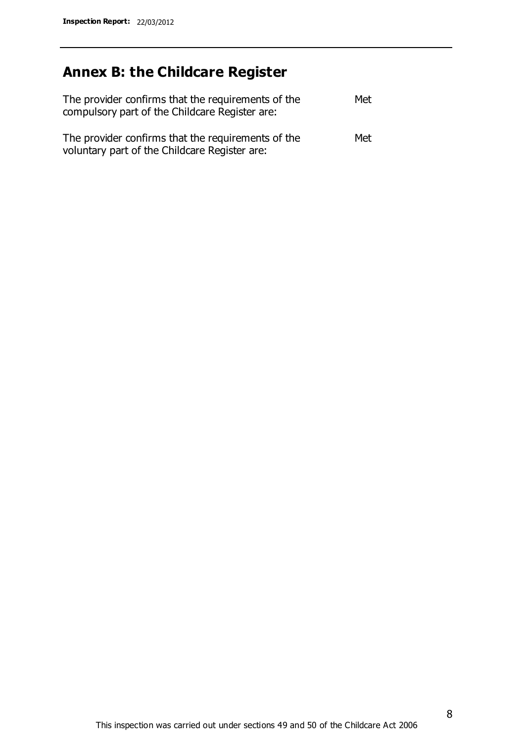## Annex B: the Childcare Register

| | |
|---|---|
| The provider confirms that the requirements of the compulsory part of the Childcare Register are: | Met |
| The provider confirms that the requirements of the voluntary part of the Childcare Register are: | Met |

This inspection was carried out under sections 49 and 50 of the Childcare Act 2006